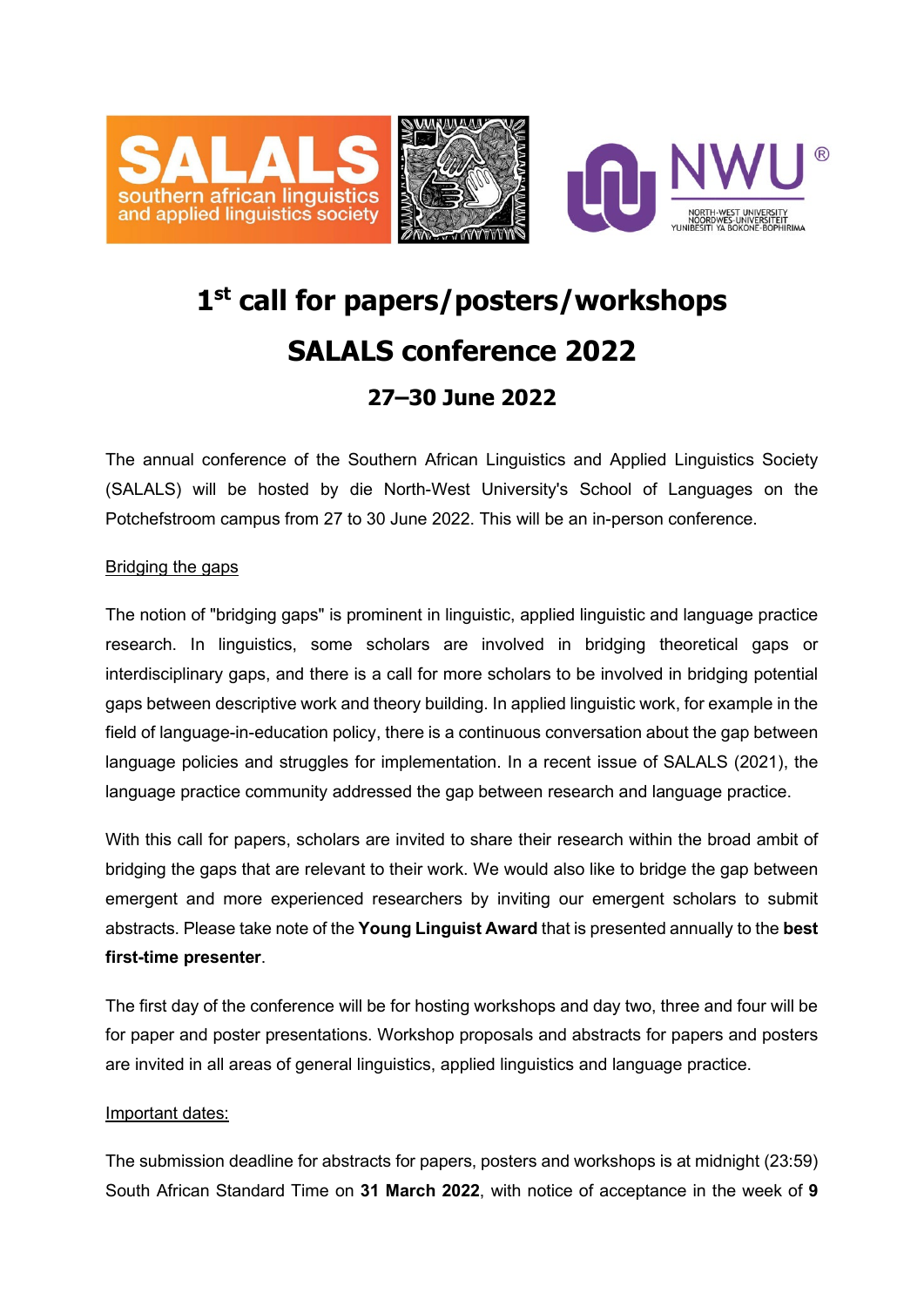# 1st call for papers/posters/workshops

# SALALS conference 2022

## 27–30 June 2022

The annual conference of the Southern African Linguistics and Applied Linguistics Society (SALALS) will be hosted by die North-West University's School of Languages on the Potchefstroom campus from 27 to 30 June 2022. This will be an in-person conference.

Bridging the gaps

The notion of "bridging gaps" is prominent in linguistic, applied linguistic and language practice research. In linguistics, some scholars are involved in bridging theoretical gaps or interdisciplinary gaps, and there is a call for more scholars to be involved in bridging potential gaps between descriptive work and theory building. In applied linguistic work, for example in the field of language-in-education policy, there is a continuous conversation about the gap between language policies and struggles for implementation. In a recent issue of SALALS (2021), the language practice community addressed the gap between research and language practice.

With this call for papers, scholars are invited to share their research within the broad ambit of bridging the gaps that are relevant to their work. We would also like to bridge the gap between emergent and more experienced researchers by inviting our emergent scholars to submit abstracts. Please take note of the **Young Linguist Award** that is presented annually to the **best first-time presenter**.

The first day of the conference will be for hosting workshops and day two, three and four will be for paper and poster presentations. Workshop proposals and abstracts for papers and posters are invited in all areas of general linguistics, applied linguistics and language practice.

Important dates:

The submission deadline for abstracts for papers, posters and workshops is at midnight (23:59) South African Standard Time on **31 March 2022**, with notice of acceptance in the week of **9**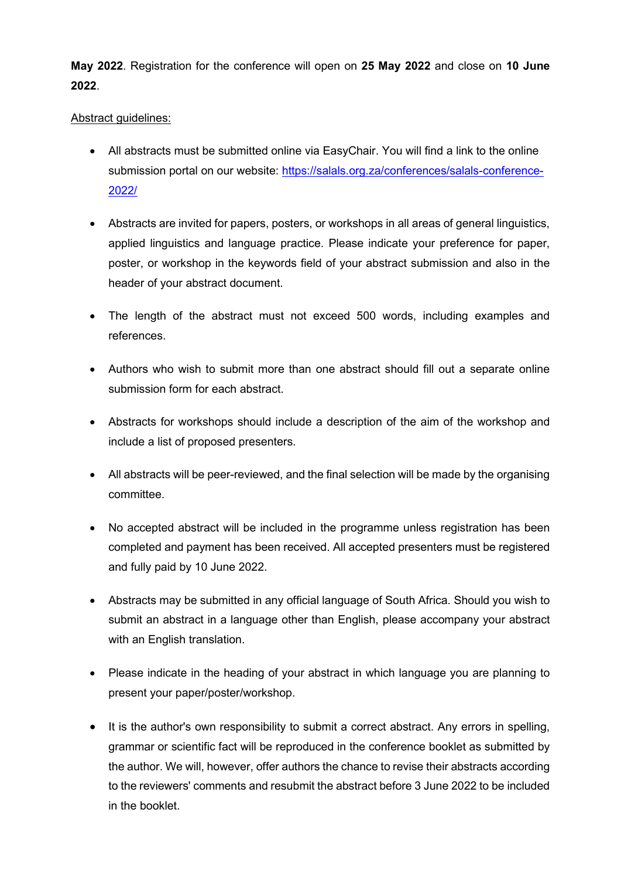**May 2022**. Registration for the conference will open on **25 May 2022** and close on **10 June 2022**.

Abstract guidelines:

- All abstracts must be submitted online via EasyChair. You will find a link to the online submission portal on our website: [https://salals.org.za/conferences/salals-conference-2022/](https://salals.org.za/conferences/salals-conference-2022/)
- Abstracts are invited for papers, posters, or workshops in all areas of general linguistics, applied linguistics and language practice. Please indicate your preference for paper, poster, or workshop in the keywords field of your abstract submission and also in the header of your abstract document.
- The length of the abstract must not exceed 500 words, including examples and references.
- Authors who wish to submit more than one abstract should fill out a separate online submission form for each abstract.
- Abstracts for workshops should include a description of the aim of the workshop and include a list of proposed presenters.
- All abstracts will be peer-reviewed, and the final selection will be made by the organising committee.
- No accepted abstract will be included in the programme unless registration has been completed and payment has been received. All accepted presenters must be registered and fully paid by 10 June 2022.
- Abstracts may be submitted in any official language of South Africa. Should you wish to submit an abstract in a language other than English, please accompany your abstract with an English translation.
- Please indicate in the heading of your abstract in which language you are planning to present your paper/poster/workshop.
- It is the author's own responsibility to submit a correct abstract. Any errors in spelling, grammar or scientific fact will be reproduced in the conference booklet as submitted by the author. We will, however, offer authors the chance to revise their abstracts according to the reviewers' comments and resubmit the abstract before 3 June 2022 to be included in the booklet.